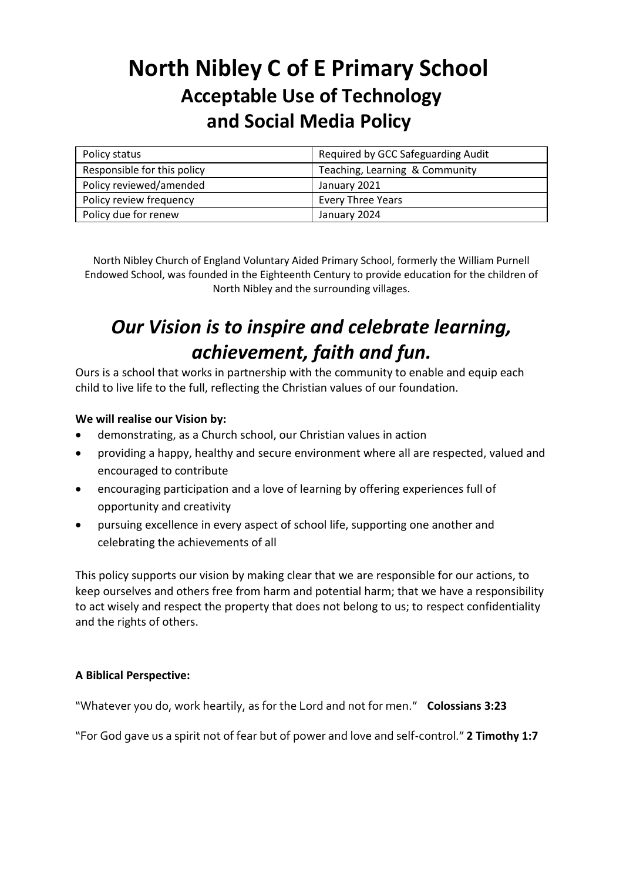# North Nibley C of E Primary School
## Acceptable Use of Technology and Social Media Policy

| Policy status | Required by GCC Safeguarding Audit |
| --- | --- |
| Responsible for this policy | Teaching, Learning & Community |
| Policy reviewed/amended | January 2021 |
| Policy review frequency | Every Three Years |
| Policy due for renew | January 2024 |

North Nibley Church of England Voluntary Aided Primary School, formerly the William Purnell Endowed School, was founded in the Eighteenth Century to provide education for the children of North Nibley and the surrounding villages.

## *Our Vision is to inspire and celebrate learning, achievement, faith and fun.*

Ours is a school that works in partnership with the community to enable and equip each child to live life to the full, reflecting the Christian values of our foundation.

**We will realise our Vision by:**

- demonstrating, as a Church school, our Christian values in action
- providing a happy, healthy and secure environment where all are respected, valued and encouraged to contribute
- encouraging participation and a love of learning by offering experiences full of opportunity and creativity
- pursuing excellence in every aspect of school life, supporting one another and celebrating the achievements of all

This policy supports our vision by making clear that we are responsible for our actions, to keep ourselves and others free from harm and potential harm; that we have a responsibility to act wisely and respect the property that does not belong to us; to respect confidentiality and the rights of others.

**A Biblical Perspective:**

"Whatever you do, work heartily, as for the Lord and not for men." **Colossians 3:23**

"For God gave us a spirit not of fear but of power and love and self-control." **2 Timothy 1:7**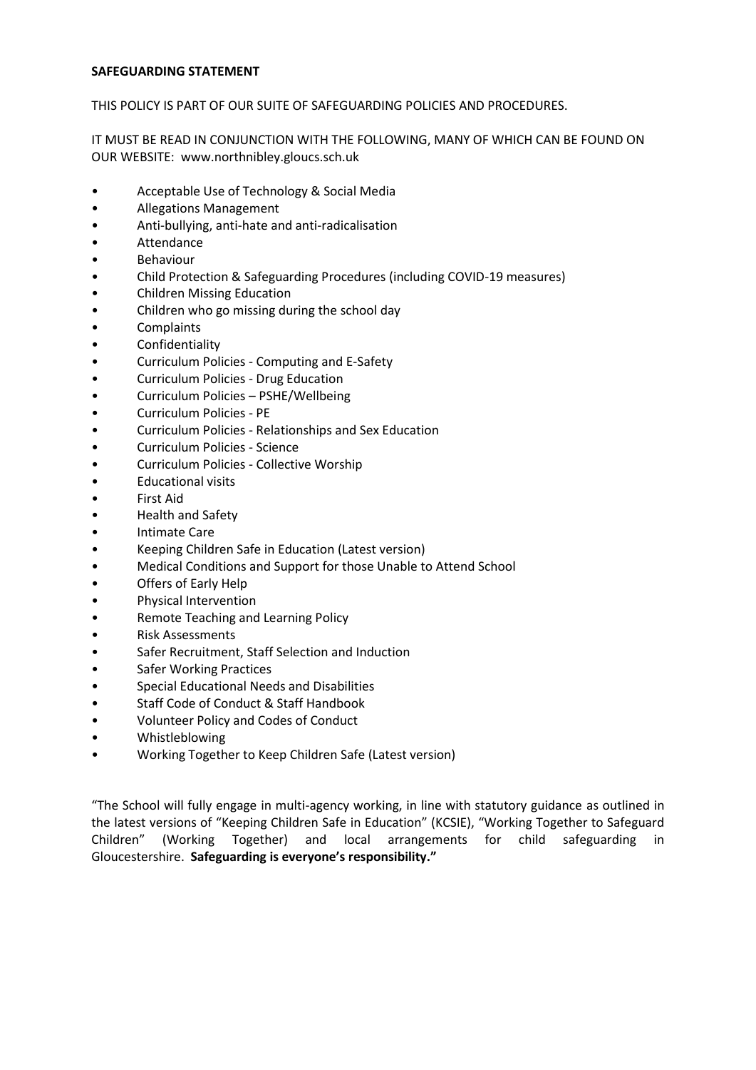**SAFEGUARDING STATEMENT**

THIS POLICY IS PART OF OUR SUITE OF SAFEGUARDING POLICIES AND PROCEDURES.

IT MUST BE READ IN CONJUNCTION WITH THE FOLLOWING, MANY OF WHICH CAN BE FOUND ON OUR WEBSITE: www.northnibley.gloucs.sch.uk

- Acceptable Use of Technology & Social Media
- Allegations Management
- Anti-bullying, anti-hate and anti-radicalisation
- Attendance
- Behaviour
- Child Protection & Safeguarding Procedures (including COVID-19 measures)
- Children Missing Education
- Children who go missing during the school day
- Complaints
- Confidentiality
- Curriculum Policies - Computing and E-Safety
- Curriculum Policies - Drug Education
- Curriculum Policies – PSHE/Wellbeing
- Curriculum Policies - PE
- Curriculum Policies - Relationships and Sex Education
- Curriculum Policies - Science
- Curriculum Policies - Collective Worship
- Educational visits
- First Aid
- Health and Safety
- Intimate Care
- Keeping Children Safe in Education (Latest version)
- Medical Conditions and Support for those Unable to Attend School
- Offers of Early Help
- Physical Intervention
- Remote Teaching and Learning Policy
- Risk Assessments
- Safer Recruitment, Staff Selection and Induction
- Safer Working Practices
- Special Educational Needs and Disabilities
- Staff Code of Conduct & Staff Handbook
- Volunteer Policy and Codes of Conduct
- Whistleblowing
- Working Together to Keep Children Safe (Latest version)

"The School will fully engage in multi-agency working, in line with statutory guidance as outlined in the latest versions of "Keeping Children Safe in Education" (KCSIE), "Working Together to Safeguard Children" (Working Together) and local arrangements for child safeguarding in Gloucestershire. **Safeguarding is everyone's responsibility."**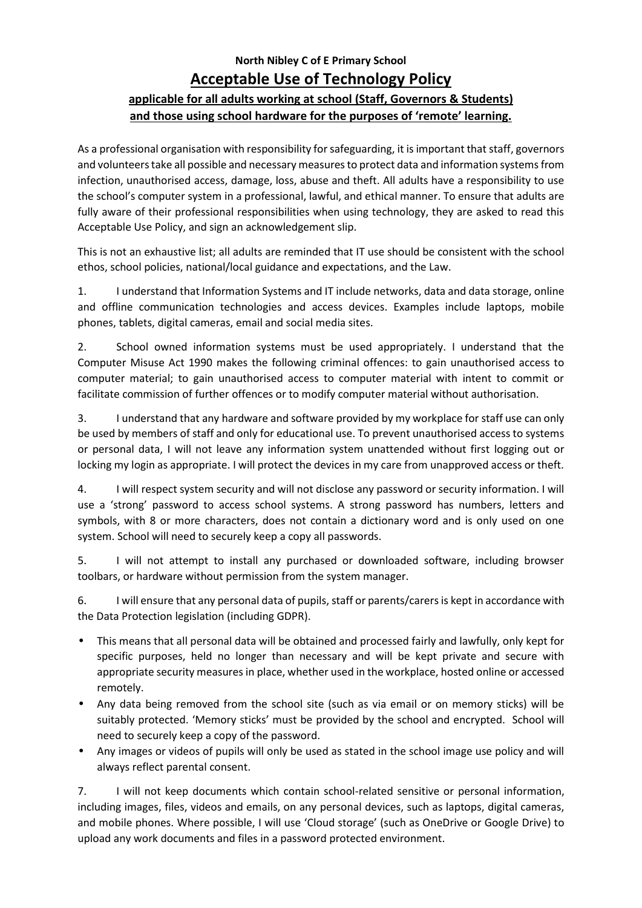**North Nibley C of E Primary School**

# Acceptable Use of Technology Policy

## applicable for all adults working at school (Staff, Governors & Students) and those using school hardware for the purposes of 'remote' learning.

As a professional organisation with responsibility for safeguarding, it is important that staff, governors and volunteers take all possible and necessary measures to protect data and information systems from infection, unauthorised access, damage, loss, abuse and theft. All adults have a responsibility to use the school's computer system in a professional, lawful, and ethical manner. To ensure that adults are fully aware of their professional responsibilities when using technology, they are asked to read this Acceptable Use Policy, and sign an acknowledgement slip.

This is not an exhaustive list; all adults are reminded that IT use should be consistent with the school ethos, school policies, national/local guidance and expectations, and the Law.

1. I understand that Information Systems and IT include networks, data and data storage, online and offline communication technologies and access devices. Examples include laptops, mobile phones, tablets, digital cameras, email and social media sites.

2. School owned information systems must be used appropriately. I understand that the Computer Misuse Act 1990 makes the following criminal offences: to gain unauthorised access to computer material; to gain unauthorised access to computer material with intent to commit or facilitate commission of further offences or to modify computer material without authorisation.

3. I understand that any hardware and software provided by my workplace for staff use can only be used by members of staff and only for educational use. To prevent unauthorised access to systems or personal data, I will not leave any information system unattended without first logging out or locking my login as appropriate. I will protect the devices in my care from unapproved access or theft.

4. I will respect system security and will not disclose any password or security information. I will use a 'strong' password to access school systems. A strong password has numbers, letters and symbols, with 8 or more characters, does not contain a dictionary word and is only used on one system. School will need to securely keep a copy all passwords.

5. I will not attempt to install any purchased or downloaded software, including browser toolbars, or hardware without permission from the system manager.

6. I will ensure that any personal data of pupils, staff or parents/carers is kept in accordance with the Data Protection legislation (including GDPR).

- This means that all personal data will be obtained and processed fairly and lawfully, only kept for specific purposes, held no longer than necessary and will be kept private and secure with appropriate security measures in place, whether used in the workplace, hosted online or accessed remotely.
- Any data being removed from the school site (such as via email or on memory sticks) will be suitably protected. 'Memory sticks' must be provided by the school and encrypted. School will need to securely keep a copy of the password.
- Any images or videos of pupils will only be used as stated in the school image use policy and will always reflect parental consent.

7. I will not keep documents which contain school-related sensitive or personal information, including images, files, videos and emails, on any personal devices, such as laptops, digital cameras, and mobile phones. Where possible, I will use 'Cloud storage' (such as OneDrive or Google Drive) to upload any work documents and files in a password protected environment.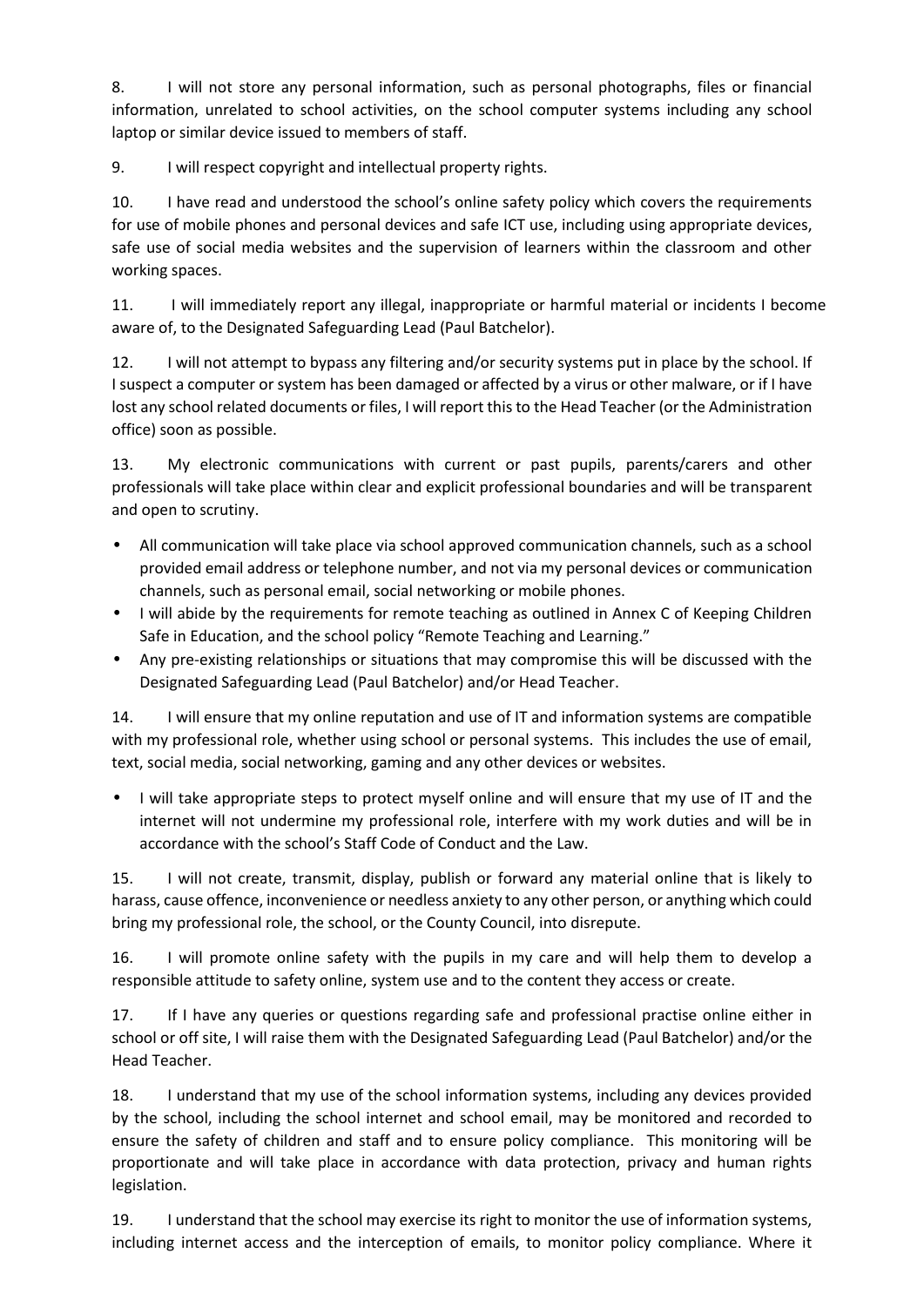8. I will not store any personal information, such as personal photographs, files or financial information, unrelated to school activities, on the school computer systems including any school laptop or similar device issued to members of staff.

9. I will respect copyright and intellectual property rights.

10. I have read and understood the school's online safety policy which covers the requirements for use of mobile phones and personal devices and safe ICT use, including using appropriate devices, safe use of social media websites and the supervision of learners within the classroom and other working spaces.

11. I will immediately report any illegal, inappropriate or harmful material or incidents I become aware of, to the Designated Safeguarding Lead (Paul Batchelor).

12. I will not attempt to bypass any filtering and/or security systems put in place by the school. If I suspect a computer or system has been damaged or affected by a virus or other malware, or if I have lost any school related documents or files, I will report this to the Head Teacher (or the Administration office) soon as possible.

13. My electronic communications with current or past pupils, parents/carers and other professionals will take place within clear and explicit professional boundaries and will be transparent and open to scrutiny.

- All communication will take place via school approved communication channels, such as a school provided email address or telephone number, and not via my personal devices or communication channels, such as personal email, social networking or mobile phones.
- I will abide by the requirements for remote teaching as outlined in Annex C of Keeping Children Safe in Education, and the school policy "Remote Teaching and Learning."
- Any pre-existing relationships or situations that may compromise this will be discussed with the Designated Safeguarding Lead (Paul Batchelor) and/or Head Teacher.

14. I will ensure that my online reputation and use of IT and information systems are compatible with my professional role, whether using school or personal systems. This includes the use of email, text, social media, social networking, gaming and any other devices or websites.

- I will take appropriate steps to protect myself online and will ensure that my use of IT and the internet will not undermine my professional role, interfere with my work duties and will be in accordance with the school's Staff Code of Conduct and the Law.

15. I will not create, transmit, display, publish or forward any material online that is likely to harass, cause offence, inconvenience or needless anxiety to any other person, or anything which could bring my professional role, the school, or the County Council, into disrepute.

16. I will promote online safety with the pupils in my care and will help them to develop a responsible attitude to safety online, system use and to the content they access or create.

17. If I have any queries or questions regarding safe and professional practise online either in school or off site, I will raise them with the Designated Safeguarding Lead (Paul Batchelor) and/or the Head Teacher.

18. I understand that my use of the school information systems, including any devices provided by the school, including the school internet and school email, may be monitored and recorded to ensure the safety of children and staff and to ensure policy compliance. This monitoring will be proportionate and will take place in accordance with data protection, privacy and human rights legislation.

19. I understand that the school may exercise its right to monitor the use of information systems, including internet access and the interception of emails, to monitor policy compliance. Where it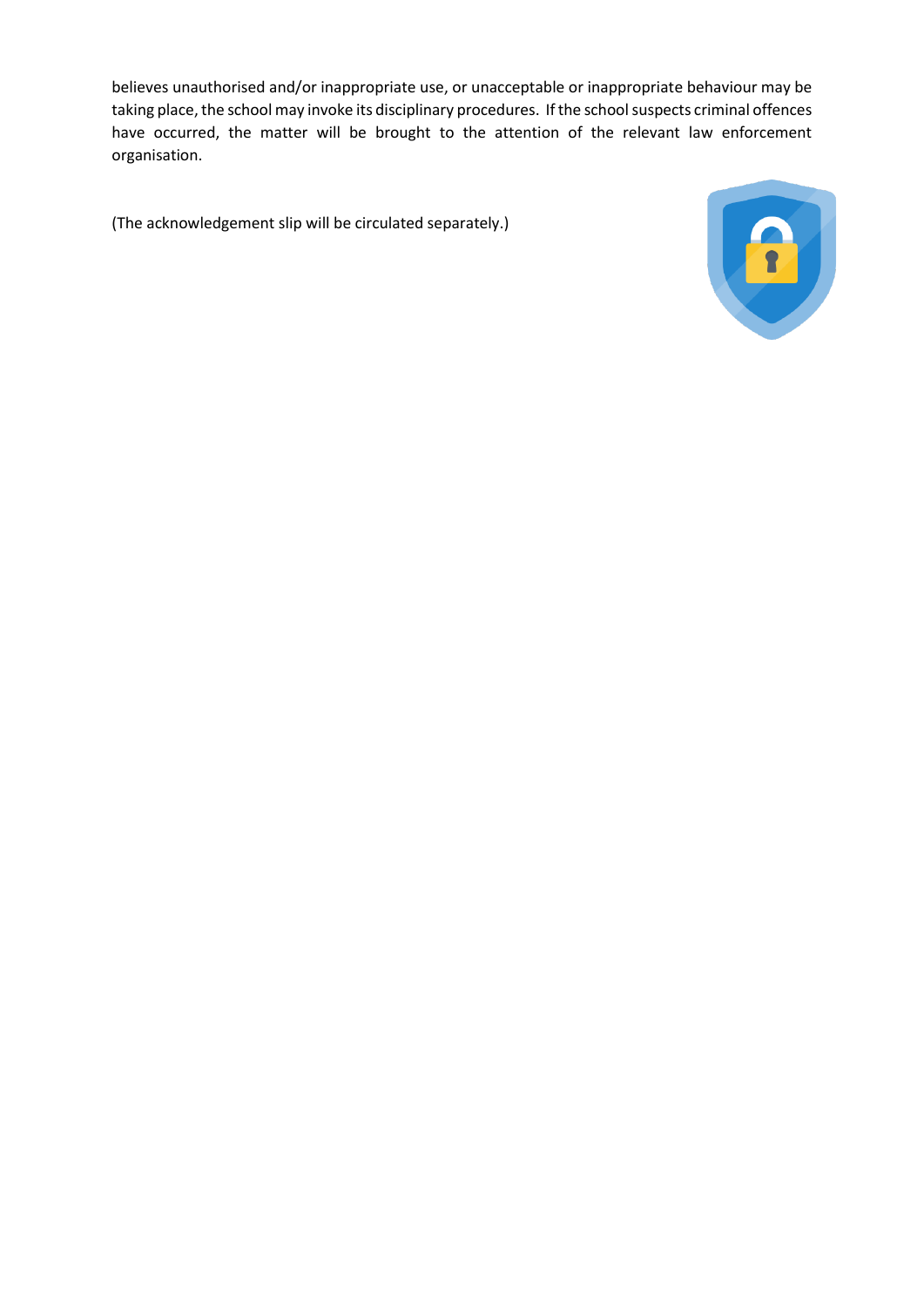believes unauthorised and/or inappropriate use, or unacceptable or inappropriate behaviour may be taking place, the school may invoke its disciplinary procedures. If the school suspects criminal offences have occurred, the matter will be brought to the attention of the relevant law enforcement organisation.

(The acknowledgement slip will be circulated separately.)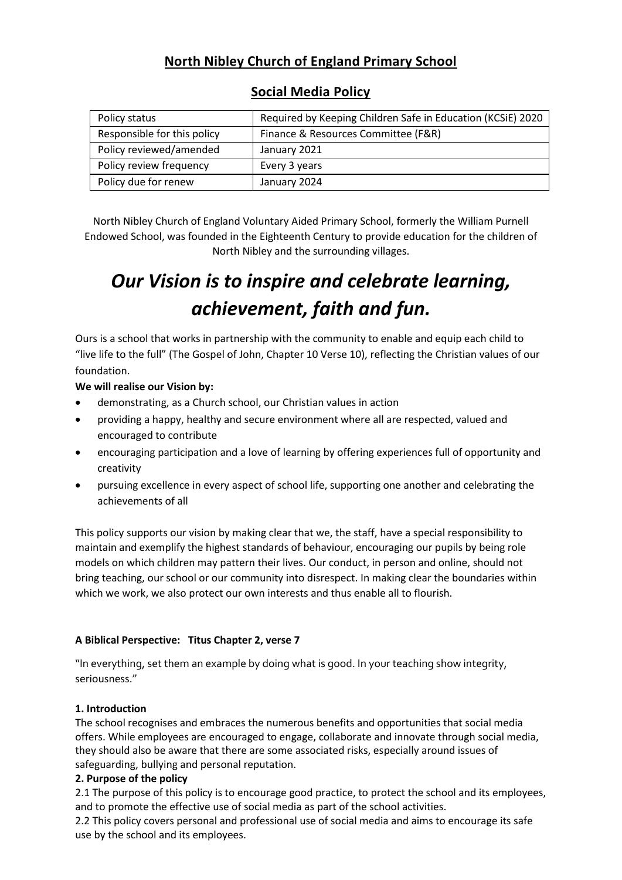# North Nibley Church of England Primary School

## Social Media Policy

| Policy status | Required by Keeping Children Safe in Education (KCSiE) 2020 |
|---|---|
| Responsible for this policy | Finance & Resources Committee (F&R) |
| Policy reviewed/amended | January 2021 |
| Policy review frequency | Every 3 years |
| Policy due for renew | January 2024 |

North Nibley Church of England Voluntary Aided Primary School, formerly the William Purnell Endowed School, was founded in the Eighteenth Century to provide education for the children of North Nibley and the surrounding villages.

# *Our Vision is to inspire and celebrate learning, achievement, faith and fun.*

Ours is a school that works in partnership with the community to enable and equip each child to "live life to the full" (The Gospel of John, Chapter 10 Verse 10), reflecting the Christian values of our foundation.

**We will realise our Vision by:**

- demonstrating, as a Church school, our Christian values in action
- providing a happy, healthy and secure environment where all are respected, valued and encouraged to contribute
- encouraging participation and a love of learning by offering experiences full of opportunity and creativity
- pursuing excellence in every aspect of school life, supporting one another and celebrating the achievements of all

This policy supports our vision by making clear that we, the staff, have a special responsibility to maintain and exemplify the highest standards of behaviour, encouraging our pupils by being role models on which children may pattern their lives. Our conduct, in person and online, should not bring teaching, our school or our community into disrespect. In making clear the boundaries within which we work, we also protect our own interests and thus enable all to flourish.

**A Biblical Perspective: Titus Chapter 2, verse 7**

"In everything, set them an example by doing what is good. In your teaching show integrity, seriousness."

**1. Introduction**

The school recognises and embraces the numerous benefits and opportunities that social media offers. While employees are encouraged to engage, collaborate and innovate through social media, they should also be aware that there are some associated risks, especially around issues of safeguarding, bullying and personal reputation.

**2. Purpose of the policy**

2.1 The purpose of this policy is to encourage good practice, to protect the school and its employees, and to promote the effective use of social media as part of the school activities.

2.2 This policy covers personal and professional use of social media and aims to encourage its safe use by the school and its employees.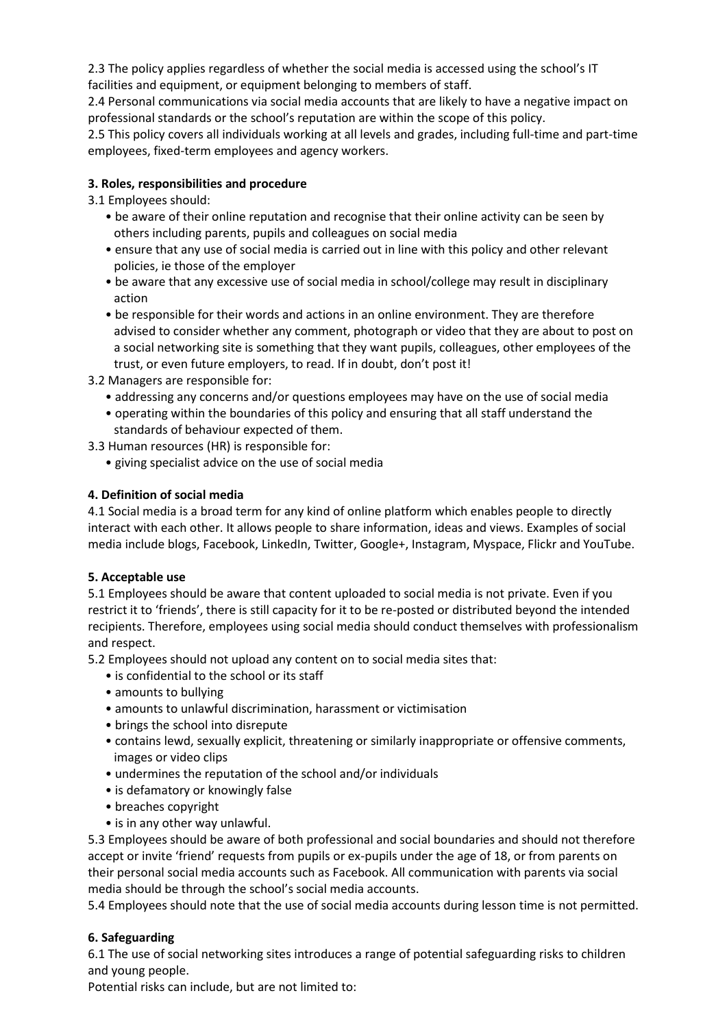2.3 The policy applies regardless of whether the social media is accessed using the school's IT facilities and equipment, or equipment belonging to members of staff.
2.4 Personal communications via social media accounts that are likely to have a negative impact on professional standards or the school's reputation are within the scope of this policy.
2.5 This policy covers all individuals working at all levels and grades, including full-time and part-time employees, fixed-term employees and agency workers.

**3. Roles, responsibilities and procedure**

3.1 Employees should:

- be aware of their online reputation and recognise that their online activity can be seen by others including parents, pupils and colleagues on social media
- ensure that any use of social media is carried out in line with this policy and other relevant policies, ie those of the employer
- be aware that any excessive use of social media in school/college may result in disciplinary action
- be responsible for their words and actions in an online environment. They are therefore advised to consider whether any comment, photograph or video that they are about to post on a social networking site is something that they want pupils, colleagues, other employees of the trust, or even future employers, to read. If in doubt, don't post it!

3.2 Managers are responsible for:

- addressing any concerns and/or questions employees may have on the use of social media
- operating within the boundaries of this policy and ensuring that all staff understand the standards of behaviour expected of them.

3.3 Human resources (HR) is responsible for:

- giving specialist advice on the use of social media

**4. Definition of social media**

4.1 Social media is a broad term for any kind of online platform which enables people to directly interact with each other. It allows people to share information, ideas and views. Examples of social media include blogs, Facebook, LinkedIn, Twitter, Google+, Instagram, Myspace, Flickr and YouTube.

**5. Acceptable use**

5.1 Employees should be aware that content uploaded to social media is not private. Even if you restrict it to 'friends', there is still capacity for it to be re-posted or distributed beyond the intended recipients. Therefore, employees using social media should conduct themselves with professionalism and respect.

5.2 Employees should not upload any content on to social media sites that:

- is confidential to the school or its staff
- amounts to bullying
- amounts to unlawful discrimination, harassment or victimisation
- brings the school into disrepute
- contains lewd, sexually explicit, threatening or similarly inappropriate or offensive comments, images or video clips
- undermines the reputation of the school and/or individuals
- is defamatory or knowingly false
- breaches copyright
- is in any other way unlawful.

5.3 Employees should be aware of both professional and social boundaries and should not therefore accept or invite 'friend' requests from pupils or ex-pupils under the age of 18, or from parents on their personal social media accounts such as Facebook. All communication with parents via social media should be through the school's social media accounts.

5.4 Employees should note that the use of social media accounts during lesson time is not permitted.

**6. Safeguarding**

6.1 The use of social networking sites introduces a range of potential safeguarding risks to children and young people.

Potential risks can include, but are not limited to: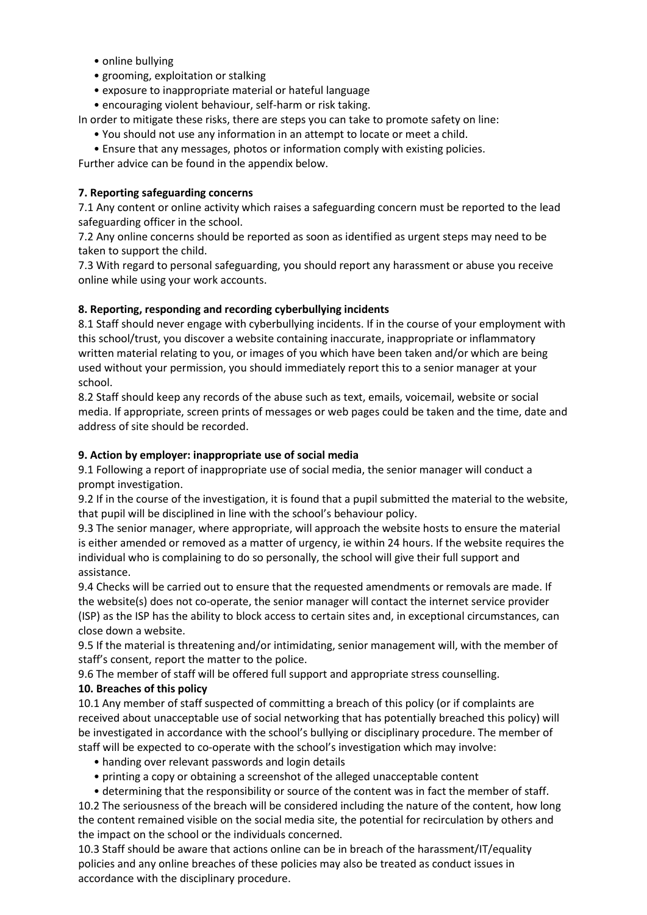- online bullying
- grooming, exploitation or stalking
- exposure to inappropriate material or hateful language
- encouraging violent behaviour, self-harm or risk taking.

In order to mitigate these risks, there are steps you can take to promote safety on line:

- You should not use any information in an attempt to locate or meet a child.
- Ensure that any messages, photos or information comply with existing policies.

Further advice can be found in the appendix below.

**7. Reporting safeguarding concerns**

7.1 Any content or online activity which raises a safeguarding concern must be reported to the lead safeguarding officer in the school.

7.2 Any online concerns should be reported as soon as identified as urgent steps may need to be taken to support the child.

7.3 With regard to personal safeguarding, you should report any harassment or abuse you receive online while using your work accounts.

**8. Reporting, responding and recording cyberbullying incidents**

8.1 Staff should never engage with cyberbullying incidents. If in the course of your employment with this school/trust, you discover a website containing inaccurate, inappropriate or inflammatory written material relating to you, or images of you which have been taken and/or which are being used without your permission, you should immediately report this to a senior manager at your school.

8.2 Staff should keep any records of the abuse such as text, emails, voicemail, website or social media. If appropriate, screen prints of messages or web pages could be taken and the time, date and address of site should be recorded.

**9. Action by employer: inappropriate use of social media**

9.1 Following a report of inappropriate use of social media, the senior manager will conduct a prompt investigation.

9.2 If in the course of the investigation, it is found that a pupil submitted the material to the website, that pupil will be disciplined in line with the school's behaviour policy.

9.3 The senior manager, where appropriate, will approach the website hosts to ensure the material is either amended or removed as a matter of urgency, ie within 24 hours. If the website requires the individual who is complaining to do so personally, the school will give their full support and assistance.

9.4 Checks will be carried out to ensure that the requested amendments or removals are made. If the website(s) does not co-operate, the senior manager will contact the internet service provider (ISP) as the ISP has the ability to block access to certain sites and, in exceptional circumstances, can close down a website.

9.5 If the material is threatening and/or intimidating, senior management will, with the member of staff's consent, report the matter to the police.

9.6 The member of staff will be offered full support and appropriate stress counselling.

**10. Breaches of this policy**

10.1 Any member of staff suspected of committing a breach of this policy (or if complaints are received about unacceptable use of social networking that has potentially breached this policy) will be investigated in accordance with the school's bullying or disciplinary procedure. The member of staff will be expected to co-operate with the school's investigation which may involve:

- handing over relevant passwords and login details
- printing a copy or obtaining a screenshot of the alleged unacceptable content
- determining that the responsibility or source of the content was in fact the member of staff.

10.2 The seriousness of the breach will be considered including the nature of the content, how long the content remained visible on the social media site, the potential for recirculation by others and the impact on the school or the individuals concerned.

10.3 Staff should be aware that actions online can be in breach of the harassment/IT/equality policies and any online breaches of these policies may also be treated as conduct issues in accordance with the disciplinary procedure.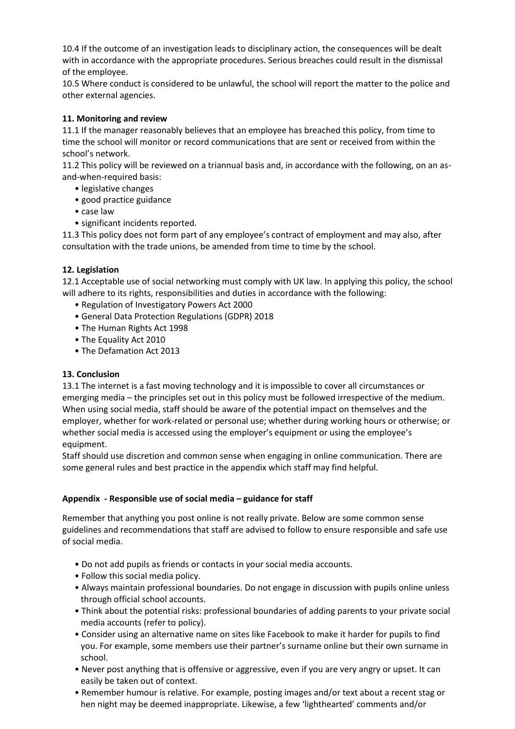10.4 If the outcome of an investigation leads to disciplinary action, the consequences will be dealt with in accordance with the appropriate procedures. Serious breaches could result in the dismissal of the employee.

10.5 Where conduct is considered to be unlawful, the school will report the matter to the police and other external agencies.

**11. Monitoring and review**

11.1 If the manager reasonably believes that an employee has breached this policy, from time to time the school will monitor or record communications that are sent or received from within the school's network.

11.2 This policy will be reviewed on a triannual basis and, in accordance with the following, on an as-and-when-required basis:

- legislative changes
- good practice guidance
- case law
- significant incidents reported.

11.3 This policy does not form part of any employee's contract of employment and may also, after consultation with the trade unions, be amended from time to time by the school.

**12. Legislation**

12.1 Acceptable use of social networking must comply with UK law. In applying this policy, the school will adhere to its rights, responsibilities and duties in accordance with the following:

- Regulation of Investigatory Powers Act 2000
- General Data Protection Regulations (GDPR) 2018
- The Human Rights Act 1998
- The Equality Act 2010
- The Defamation Act 2013

**13. Conclusion**

13.1 The internet is a fast moving technology and it is impossible to cover all circumstances or emerging media – the principles set out in this policy must be followed irrespective of the medium. When using social media, staff should be aware of the potential impact on themselves and the employer, whether for work-related or personal use; whether during working hours or otherwise; or whether social media is accessed using the employer's equipment or using the employee's equipment.

Staff should use discretion and common sense when engaging in online communication. There are some general rules and best practice in the appendix which staff may find helpful.

**Appendix - Responsible use of social media – guidance for staff**

Remember that anything you post online is not really private. Below are some common sense guidelines and recommendations that staff are advised to follow to ensure responsible and safe use of social media.

- Do not add pupils as friends or contacts in your social media accounts.
- Follow this social media policy.
- Always maintain professional boundaries. Do not engage in discussion with pupils online unless through official school accounts.
- Think about the potential risks: professional boundaries of adding parents to your private social media accounts (refer to policy).
- Consider using an alternative name on sites like Facebook to make it harder for pupils to find you. For example, some members use their partner's surname online but their own surname in school.
- Never post anything that is offensive or aggressive, even if you are very angry or upset. It can easily be taken out of context.
- Remember humour is relative. For example, posting images and/or text about a recent stag or hen night may be deemed inappropriate. Likewise, a few 'lighthearted' comments and/or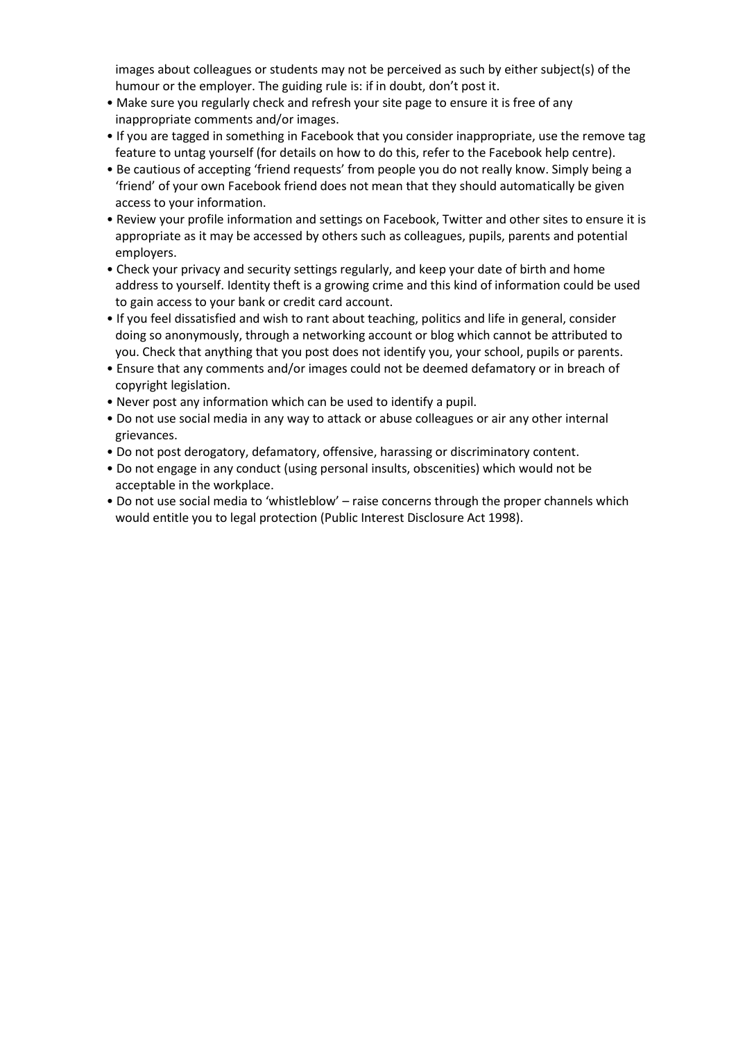images about colleagues or students may not be perceived as such by either subject(s) of the humour or the employer. The guiding rule is: if in doubt, don't post it.

- Make sure you regularly check and refresh your site page to ensure it is free of any inappropriate comments and/or images.
- If you are tagged in something in Facebook that you consider inappropriate, use the remove tag feature to untag yourself (for details on how to do this, refer to the Facebook help centre).
- Be cautious of accepting 'friend requests' from people you do not really know. Simply being a 'friend' of your own Facebook friend does not mean that they should automatically be given access to your information.
- Review your profile information and settings on Facebook, Twitter and other sites to ensure it is appropriate as it may be accessed by others such as colleagues, pupils, parents and potential employers.
- Check your privacy and security settings regularly, and keep your date of birth and home address to yourself. Identity theft is a growing crime and this kind of information could be used to gain access to your bank or credit card account.
- If you feel dissatisfied and wish to rant about teaching, politics and life in general, consider doing so anonymously, through a networking account or blog which cannot be attributed to you. Check that anything that you post does not identify you, your school, pupils or parents.
- Ensure that any comments and/or images could not be deemed defamatory or in breach of copyright legislation.
- Never post any information which can be used to identify a pupil.
- Do not use social media in any way to attack or abuse colleagues or air any other internal grievances.
- Do not post derogatory, defamatory, offensive, harassing or discriminatory content.
- Do not engage in any conduct (using personal insults, obscenities) which would not be acceptable in the workplace.
- Do not use social media to 'whistleblow' – raise concerns through the proper channels which would entitle you to legal protection (Public Interest Disclosure Act 1998).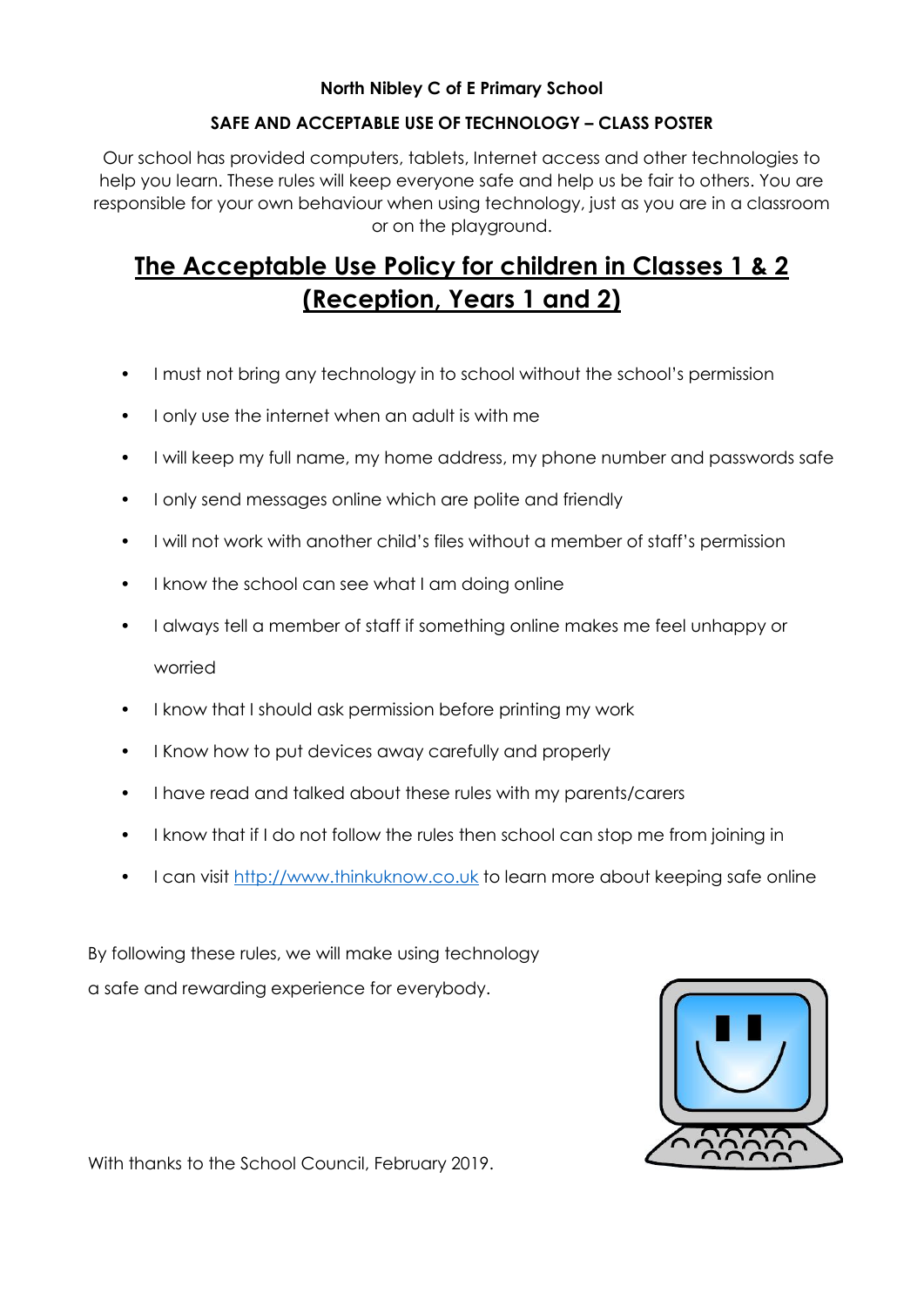**North Nibley C of E Primary School**

**SAFE AND ACCEPTABLE USE OF TECHNOLOGY – CLASS POSTER**

Our school has provided computers, tablets, Internet access and other technologies to help you learn. These rules will keep everyone safe and help us be fair to others. You are responsible for your own behaviour when using technology, just as you are in a classroom or on the playground.

# The Acceptable Use Policy for children in Classes 1 & 2 (Reception, Years 1 and 2)

- I must not bring any technology in to school without the school's permission
- I only use the internet when an adult is with me
- I will keep my full name, my home address, my phone number and passwords safe
- I only send messages online which are polite and friendly
- I will not work with another child's files without a member of staff's permission
- I know the school can see what I am doing online
- I always tell a member of staff if something online makes me feel unhappy or worried
- I know that I should ask permission before printing my work
- I Know how to put devices away carefully and properly
- I have read and talked about these rules with my parents/carers
- I know that if I do not follow the rules then school can stop me from joining in
- I can visit [http://www.thinkuknow.co.uk](http://www.thinkuknow.co.uk) to learn more about keeping safe online

By following these rules, we will make using technology a safe and rewarding experience for everybody.

With thanks to the School Council, February 2019.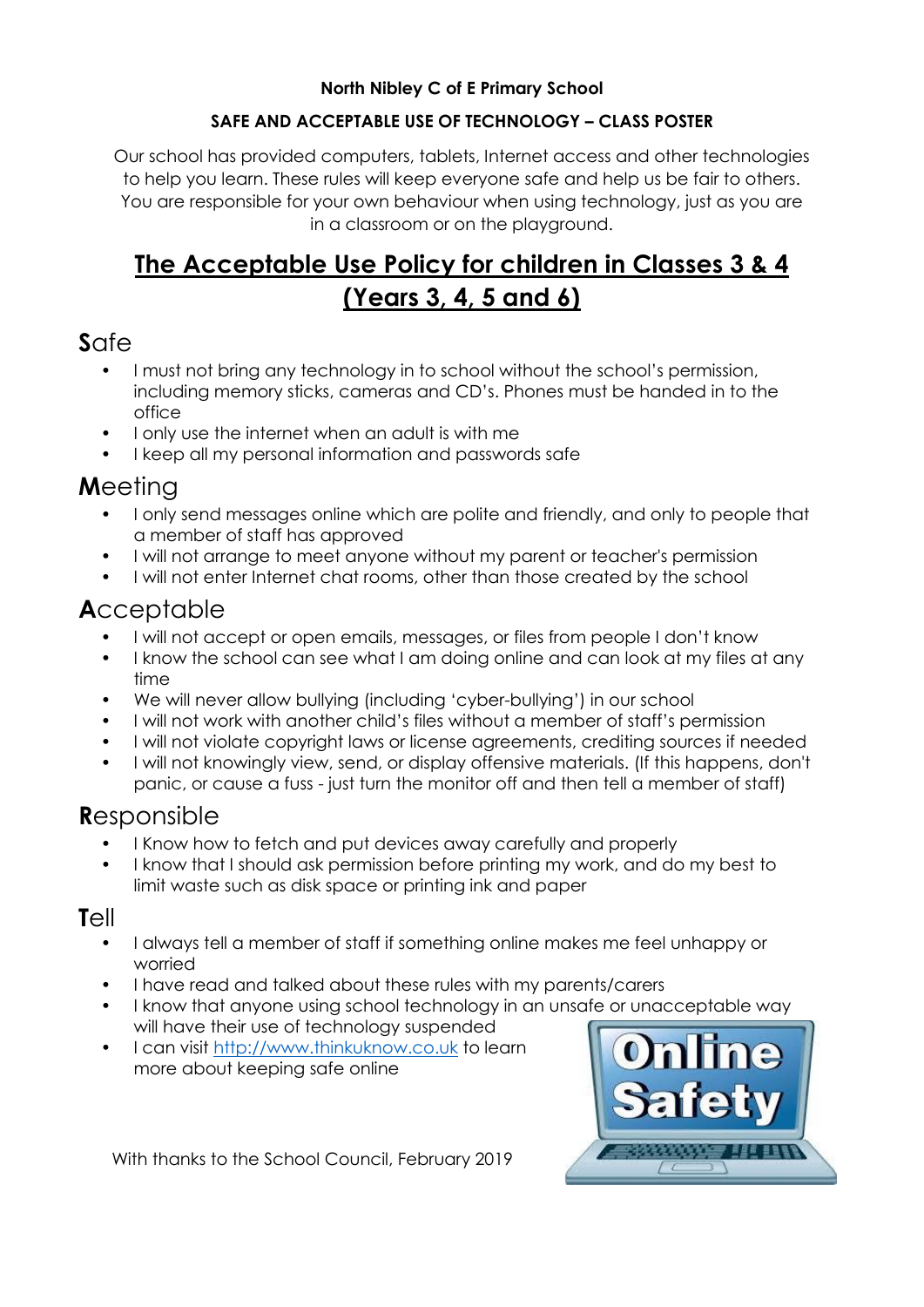**North Nibley C of E Primary School**

**SAFE AND ACCEPTABLE USE OF TECHNOLOGY – CLASS POSTER**

Our school has provided computers, tablets, Internet access and other technologies to help you learn. These rules will keep everyone safe and help us be fair to others. You are responsible for your own behaviour when using technology, just as you are in a classroom or on the playground.

# The Acceptable Use Policy for children in Classes 3 & 4 (Years 3, 4, 5 and 6)

## **S**afe

- I must not bring any technology in to school without the school's permission, including memory sticks, cameras and CD's. Phones must be handed in to the office
- I only use the internet when an adult is with me
- I keep all my personal information and passwords safe

## **M**eeting

- I only send messages online which are polite and friendly, and only to people that a member of staff has approved
- I will not arrange to meet anyone without my parent or teacher's permission
- I will not enter Internet chat rooms, other than those created by the school

## **A**cceptable

- I will not accept or open emails, messages, or files from people I don't know
- I know the school can see what I am doing online and can look at my files at any time
- We will never allow bullying (including 'cyber-bullying') in our school
- I will not work with another child's files without a member of staff's permission
- I will not violate copyright laws or license agreements, crediting sources if needed
- I will not knowingly view, send, or display offensive materials. (If this happens, don't panic, or cause a fuss - just turn the monitor off and then tell a member of staff)

## **R**esponsible

- I Know how to fetch and put devices away carefully and properly
- I know that I should ask permission before printing my work, and do my best to limit waste such as disk space or printing ink and paper

## **T**ell

- I always tell a member of staff if something online makes me feel unhappy or worried
- I have read and talked about these rules with my parents/carers
- I know that anyone using school technology in an unsafe or unacceptable way will have their use of technology suspended
- I can visit http://www.thinkuknow.co.uk to learn more about keeping safe online

With thanks to the School Council, February 2019